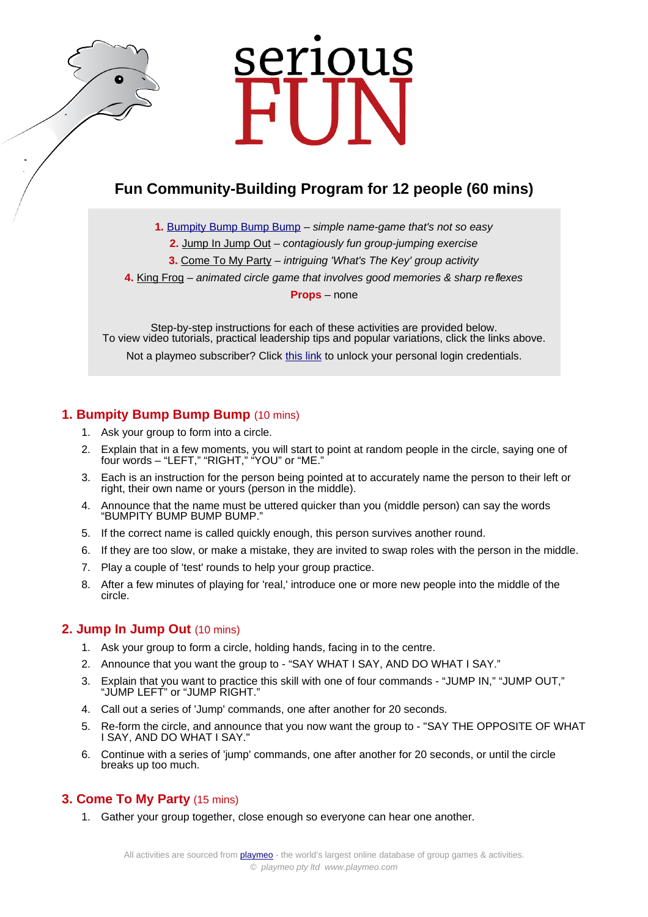serious FUN

# Fun Community-Building Program for 12 people (60 mins)

**1.** Bumpity Bump Bump Bump – *simple name-game that's not so easy*

**2.** Jump In Jump Out – *contagiously fun group-jumping exercise*

**3.** Come To My Party – *intriguing 'What's The Key' group activity*

**4.** King Frog – *animated circle game that involves good memories & sharp reflexes*

**Props** – none

Step-by-step instructions for each of these activities are provided below.
To view video tutorials, practical leadership tips and popular variations, click the links above.

Not a playmeo subscriber? Click this link to unlock your personal login credentials.

## 1. Bumpity Bump Bump Bump (10 mins)

1. Ask your group to form into a circle.
2. Explain that in a few moments, you will start to point at random people in the circle, saying one of four words – "LEFT," "RIGHT," "YOU" or "ME."
3. Each is an instruction for the person being pointed at to accurately name the person to their left or right, their own name or yours (person in the middle).
4. Announce that the name must be uttered quicker than you (middle person) can say the words "BUMPITY BUMP BUMP BUMP."
5. If the correct name is called quickly enough, this person survives another round.
6. If they are too slow, or make a mistake, they are invited to swap roles with the person in the middle.
7. Play a couple of 'test' rounds to help your group practice.
8. After a few minutes of playing for 'real,' introduce one or more new people into the middle of the circle.

## 2. Jump In Jump Out (10 mins)

1. Ask your group to form a circle, holding hands, facing in to the centre.
2. Announce that you want the group to - "SAY WHAT I SAY, AND DO WHAT I SAY."
3. Explain that you want to practice this skill with one of four commands - "JUMP IN," "JUMP OUT," "JUMP LEFT" or "JUMP RIGHT."
4. Call out a series of 'Jump' commands, one after another for 20 seconds.
5. Re-form the circle, and announce that you now want the group to - "SAY THE OPPOSITE OF WHAT I SAY, AND DO WHAT I SAY."
6. Continue with a series of 'jump' commands, one after another for 20 seconds, or until the circle breaks up too much.

## 3. Come To My Party (15 mins)

1. Gather your group together, close enough so everyone can hear one another.

All activities are sourced from playmeo - the world's largest online database of group games & activities.
© *playmeo pty ltd www.playmeo.com*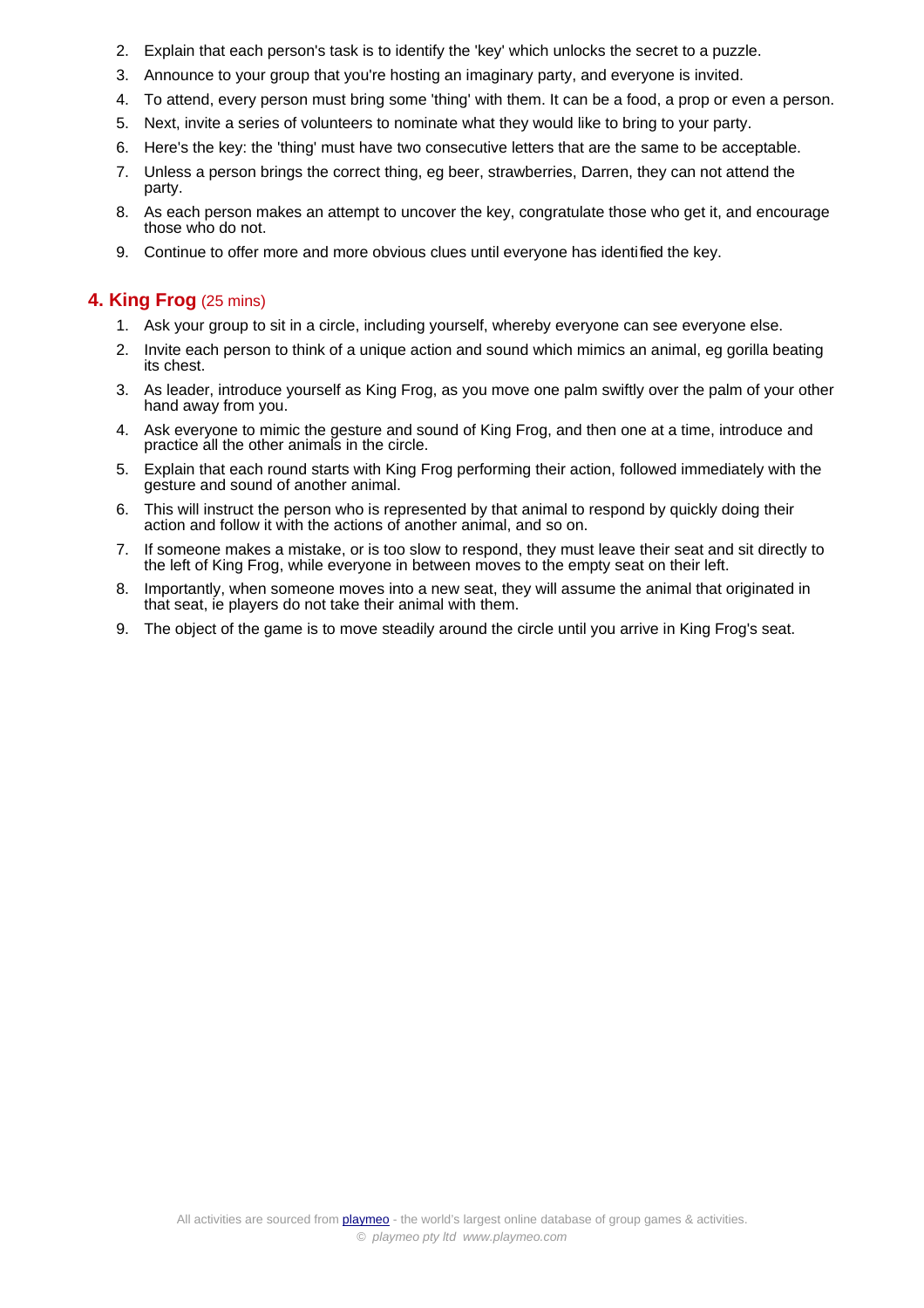2. Explain that each person's task is to identify the 'key' which unlocks the secret to a puzzle.
3. Announce to your group that you're hosting an imaginary party, and everyone is invited.
4. To attend, every person must bring some 'thing' with them. It can be a food, a prop or even a person.
5. Next, invite a series of volunteers to nominate what they would like to bring to your party.
6. Here's the key: the 'thing' must have two consecutive letters that are the same to be acceptable.
7. Unless a person brings the correct thing, eg beer, strawberries, Darren, they can not attend the party.
8. As each person makes an attempt to uncover the key, congratulate those who get it, and encourage those who do not.
9. Continue to offer more and more obvious clues until everyone has identified the key.

## 4. King Frog (25 mins)

1. Ask your group to sit in a circle, including yourself, whereby everyone can see everyone else.
2. Invite each person to think of a unique action and sound which mimics an animal, eg gorilla beating its chest.
3. As leader, introduce yourself as King Frog, as you move one palm swiftly over the palm of your other hand away from you.
4. Ask everyone to mimic the gesture and sound of King Frog, and then one at a time, introduce and practice all the other animals in the circle.
5. Explain that each round starts with King Frog performing their action, followed immediately with the gesture and sound of another animal.
6. This will instruct the person who is represented by that animal to respond by quickly doing their action and follow it with the actions of another animal, and so on.
7. If someone makes a mistake, or is too slow to respond, they must leave their seat and sit directly to the left of King Frog, while everyone in between moves to the empty seat on their left.
8. Importantly, when someone moves into a new seat, they will assume the animal that originated in that seat, ie players do not take their animal with them.
9. The object of the game is to move steadily around the circle until you arrive in King Frog's seat.